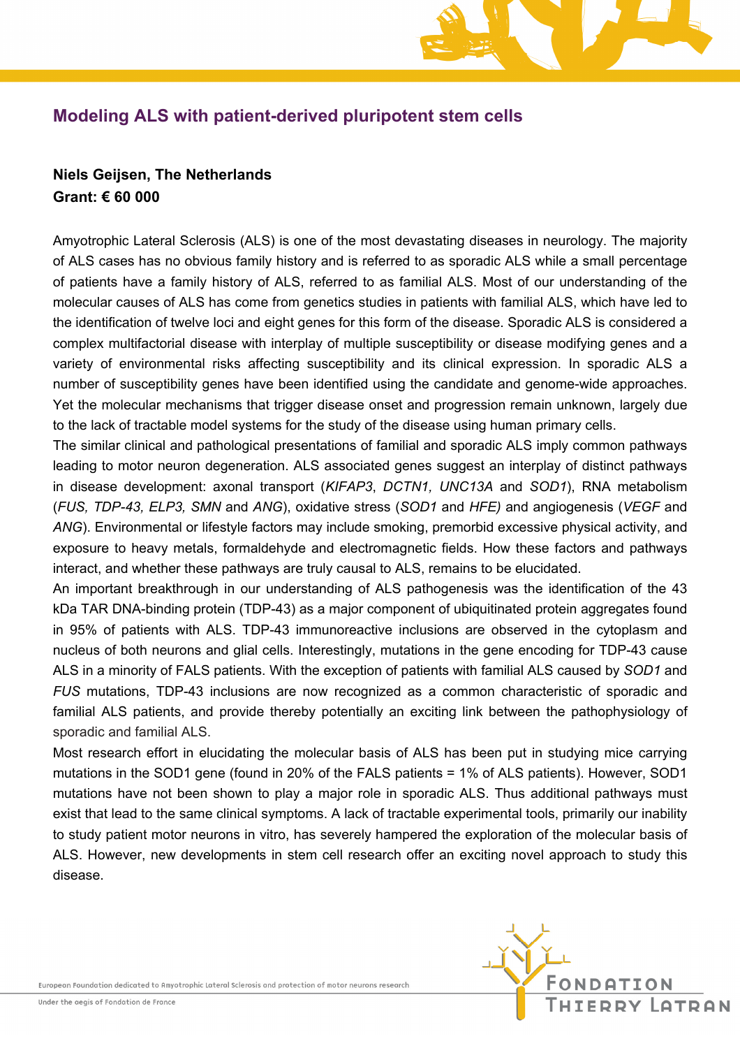## Modeling ALS with patient-derived pluripotent stem cells

**Niels Geijsen, The Netherlands**
**Grant: € 60 000**

Amyotrophic Lateral Sclerosis (ALS) is one of the most devastating diseases in neurology. The majority of ALS cases has no obvious family history and is referred to as sporadic ALS while a small percentage of patients have a family history of ALS, referred to as familial ALS. Most of our understanding of the molecular causes of ALS has come from genetics studies in patients with familial ALS, which have led to the identification of twelve loci and eight genes for this form of the disease. Sporadic ALS is considered a complex multifactorial disease with interplay of multiple susceptibility or disease modifying genes and a variety of environmental risks affecting susceptibility and its clinical expression. In sporadic ALS a number of susceptibility genes have been identified using the candidate and genome-wide approaches. Yet the molecular mechanisms that trigger disease onset and progression remain unknown, largely due to the lack of tractable model systems for the study of the disease using human primary cells.

The similar clinical and pathological presentations of familial and sporadic ALS imply common pathways leading to motor neuron degeneration. ALS associated genes suggest an interplay of distinct pathways in disease development: axonal transport (*KIFAP3*, *DCTN1, UNC13A* and *SOD1*), RNA metabolism (*FUS, TDP-43, ELP3, SMN* and *ANG*), oxidative stress (*SOD1* and *HFE)* and angiogenesis (*VEGF* and *ANG*). Environmental or lifestyle factors may include smoking, premorbid excessive physical activity, and exposure to heavy metals, formaldehyde and electromagnetic fields. How these factors and pathways interact, and whether these pathways are truly causal to ALS, remains to be elucidated.

An important breakthrough in our understanding of ALS pathogenesis was the identification of the 43 kDa TAR DNA-binding protein (TDP-43) as a major component of ubiquitinated protein aggregates found in 95% of patients with ALS. TDP-43 immunoreactive inclusions are observed in the cytoplasm and nucleus of both neurons and glial cells. Interestingly, mutations in the gene encoding for TDP-43 cause ALS in a minority of FALS patients. With the exception of patients with familial ALS caused by *SOD1* and *FUS* mutations, TDP-43 inclusions are now recognized as a common characteristic of sporadic and familial ALS patients, and provide thereby potentially an exciting link between the pathophysiology of sporadic and familial ALS.

Most research effort in elucidating the molecular basis of ALS has been put in studying mice carrying mutations in the SOD1 gene (found in 20% of the FALS patients = 1% of ALS patients). However, SOD1 mutations have not been shown to play a major role in sporadic ALS. Thus additional pathways must exist that lead to the same clinical symptoms. A lack of tractable experimental tools, primarily our inability to study patient motor neurons in vitro, has severely hampered the exploration of the molecular basis of ALS. However, new developments in stem cell research offer an exciting novel approach to study this disease.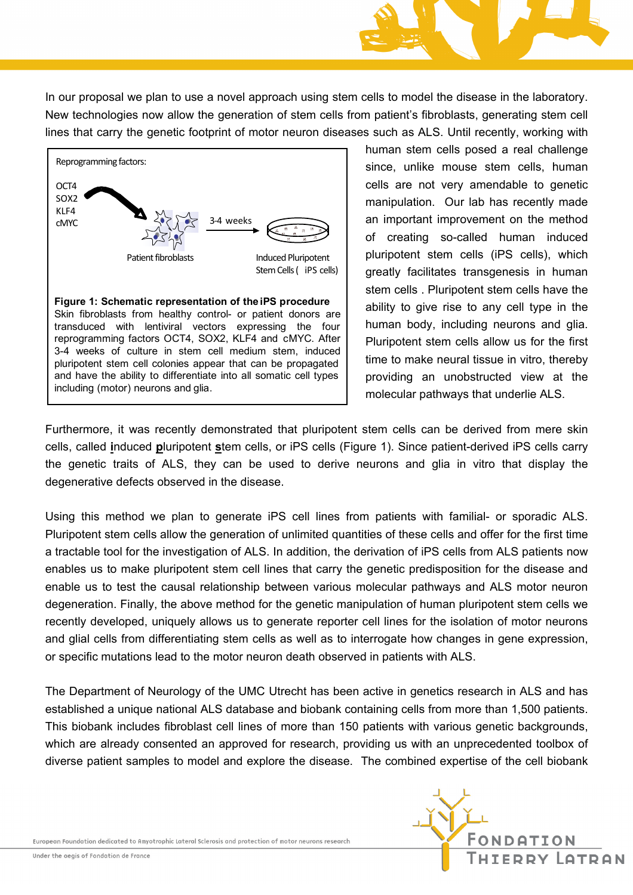In our proposal we plan to use a novel approach using stem cells to model the disease in the laboratory. New technologies now allow the generation of stem cells from patient's fibroblasts, generating stem cell lines that carry the genetic footprint of motor neuron diseases such as ALS. Until recently, working with human stem cells posed a real challenge since, unlike mouse stem cells, human cells are not very amendable to genetic manipulation. Our lab has recently made an important improvement on the method of creating so-called human induced pluripotent stem cells (iPS cells), which greatly facilitates transgenesis in human stem cells . Pluripotent stem cells have the ability to give rise to any cell type in the human body, including neurons and glia. Pluripotent stem cells allow us for the first time to make neural tissue in vitro, thereby providing an unobstructed view at the molecular pathways that underlie ALS.

Reprogramming factors:

OCT4
SOX2
KLF4
cMYC

Patient fibroblasts — 3-4 weeks → Induced Pluripotent Stem Cells ( iPS cells)

**Figure 1: Schematic representation of the iPS procedure**
Skin fibroblasts from healthy control- or patient donors are transduced with lentiviral vectors expressing the four reprogramming factors OCT4, SOX2, KLF4 and cMYC. After 3-4 weeks of culture in stem cell medium stem, induced pluripotent stem cell colonies appear that can be propagated and have the ability to differentiate into all somatic cell types including (motor) neurons and glia.

Furthermore, it was recently demonstrated that pluripotent stem cells can be derived from mere skin cells, called **i**nduced **p**luripotent **s**tem cells, or iPS cells (Figure 1). Since patient-derived iPS cells carry the genetic traits of ALS, they can be used to derive neurons and glia in vitro that display the degenerative defects observed in the disease.

Using this method we plan to generate iPS cell lines from patients with familial- or sporadic ALS. Pluripotent stem cells allow the generation of unlimited quantities of these cells and offer for the first time a tractable tool for the investigation of ALS. In addition, the derivation of iPS cells from ALS patients now enables us to make pluripotent stem cell lines that carry the genetic predisposition for the disease and enable us to test the causal relationship between various molecular pathways and ALS motor neuron degeneration. Finally, the above method for the genetic manipulation of human pluripotent stem cells we recently developed, uniquely allows us to generate reporter cell lines for the isolation of motor neurons and glial cells from differentiating stem cells as well as to interrogate how changes in gene expression, or specific mutations lead to the motor neuron death observed in patients with ALS.

The Department of Neurology of the UMC Utrecht has been active in genetics research in ALS and has established a unique national ALS database and biobank containing cells from more than 1,500 patients. This biobank includes fibroblast cell lines of more than 150 patients with various genetic backgrounds, which are already consented an approved for research, providing us with an unprecedented toolbox of diverse patient samples to model and explore the disease. The combined expertise of the cell biobank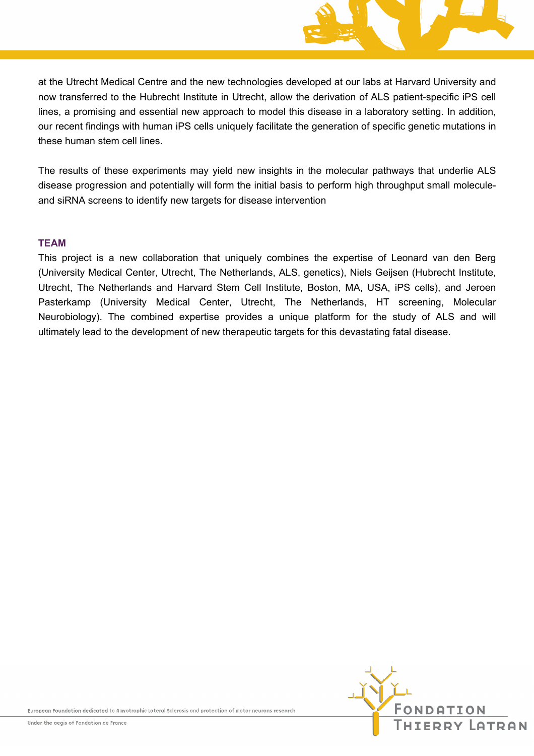at the Utrecht Medical Centre and the new technologies developed at our labs at Harvard University and now transferred to the Hubrecht Institute in Utrecht, allow the derivation of ALS patient-specific iPS cell lines, a promising and essential new approach to model this disease in a laboratory setting. In addition, our recent findings with human iPS cells uniquely facilitate the generation of specific genetic mutations in these human stem cell lines.

The results of these experiments may yield new insights in the molecular pathways that underlie ALS disease progression and potentially will form the initial basis to perform high throughput small molecule- and siRNA screens to identify new targets for disease intervention

## TEAM

This project is a new collaboration that uniquely combines the expertise of Leonard van den Berg (University Medical Center, Utrecht, The Netherlands, ALS, genetics), Niels Geijsen (Hubrecht Institute, Utrecht, The Netherlands and Harvard Stem Cell Institute, Boston, MA, USA, iPS cells), and Jeroen Pasterkamp (University Medical Center, Utrecht, The Netherlands, HT screening, Molecular Neurobiology). The combined expertise provides a unique platform for the study of ALS and will ultimately lead to the development of new therapeutic targets for this devastating fatal disease.